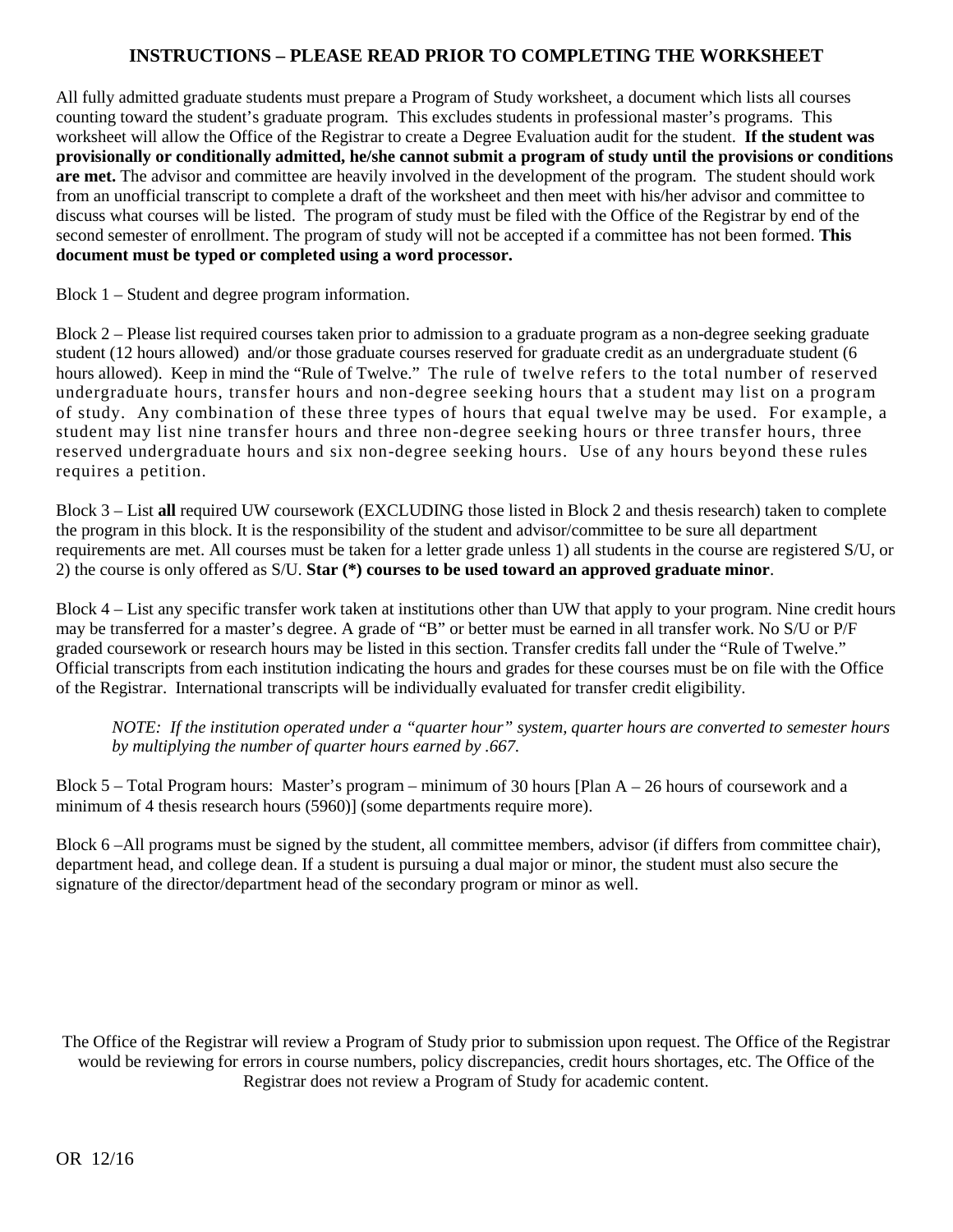## INSTRUCTIONS – PLEASE READ PRIOR TO COMPLETING THE WORKSHEET

All fully admitted graduate students must prepare a Program of Study worksheet, a document which lists all courses counting toward the student's graduate program. This excludes students in professional master's programs. This worksheet will allow the Office of the Registrar to create a Degree Evaluation audit for the student. **If the student was provisionally or conditionally admitted, he/she cannot submit a program of study until the provisions or conditions are met.** The advisor and committee are heavily involved in the development of the program. The student should work from an unofficial transcript to complete a draft of the worksheet and then meet with his/her advisor and committee to discuss what courses will be listed. The program of study must be filed with the Office of the Registrar by end of the second semester of enrollment. The program of study will not be accepted if a committee has not been formed. **This document must be typed or completed using a word processor.**

Block 1 – Student and degree program information.

Block 2 – Please list required courses taken prior to admission to a graduate program as a non-degree seeking graduate student (12 hours allowed) and/or those graduate courses reserved for graduate credit as an undergraduate student (6 hours allowed). Keep in mind the "Rule of Twelve." The rule of twelve refers to the total number of reserved undergraduate hours, transfer hours and non-degree seeking hours that a student may list on a program of study. Any combination of these three types of hours that equal twelve may be used. For example, a student may list nine transfer hours and three non-degree seeking hours or three transfer hours, three reserved undergraduate hours and six non-degree seeking hours. Use of any hours beyond these rules requires a petition.

Block 3 – List **all** required UW coursework (EXCLUDING those listed in Block 2 and thesis research) taken to complete the program in this block. It is the responsibility of the student and advisor/committee to be sure all department requirements are met. All courses must be taken for a letter grade unless 1) all students in the course are registered S/U, or 2) the course is only offered as S/U. **Star (*) courses to be used toward an approved graduate minor**.

Block 4 – List any specific transfer work taken at institutions other than UW that apply to your program. Nine credit hours may be transferred for a master's degree. A grade of "B" or better must be earned in all transfer work. No S/U or P/F graded coursework or research hours may be listed in this section. Transfer credits fall under the "Rule of Twelve." Official transcripts from each institution indicating the hours and grades for these courses must be on file with the Office of the Registrar. International transcripts will be individually evaluated for transfer credit eligibility.

> *NOTE: If the institution operated under a "quarter hour" system, quarter hours are converted to semester hours by multiplying the number of quarter hours earned by .667.*

Block 5 – Total Program hours: Master's program – minimum of 30 hours [Plan A – 26 hours of coursework and a minimum of 4 thesis research hours (5960)] (some departments require more).

Block 6 –All programs must be signed by the student, all committee members, advisor (if differs from committee chair), department head, and college dean. If a student is pursuing a dual major or minor, the student must also secure the signature of the director/department head of the secondary program or minor as well.

The Office of the Registrar will review a Program of Study prior to submission upon request. The Office of the Registrar would be reviewing for errors in course numbers, policy discrepancies, credit hours shortages, etc. The Office of the Registrar does not review a Program of Study for academic content.

OR 12/16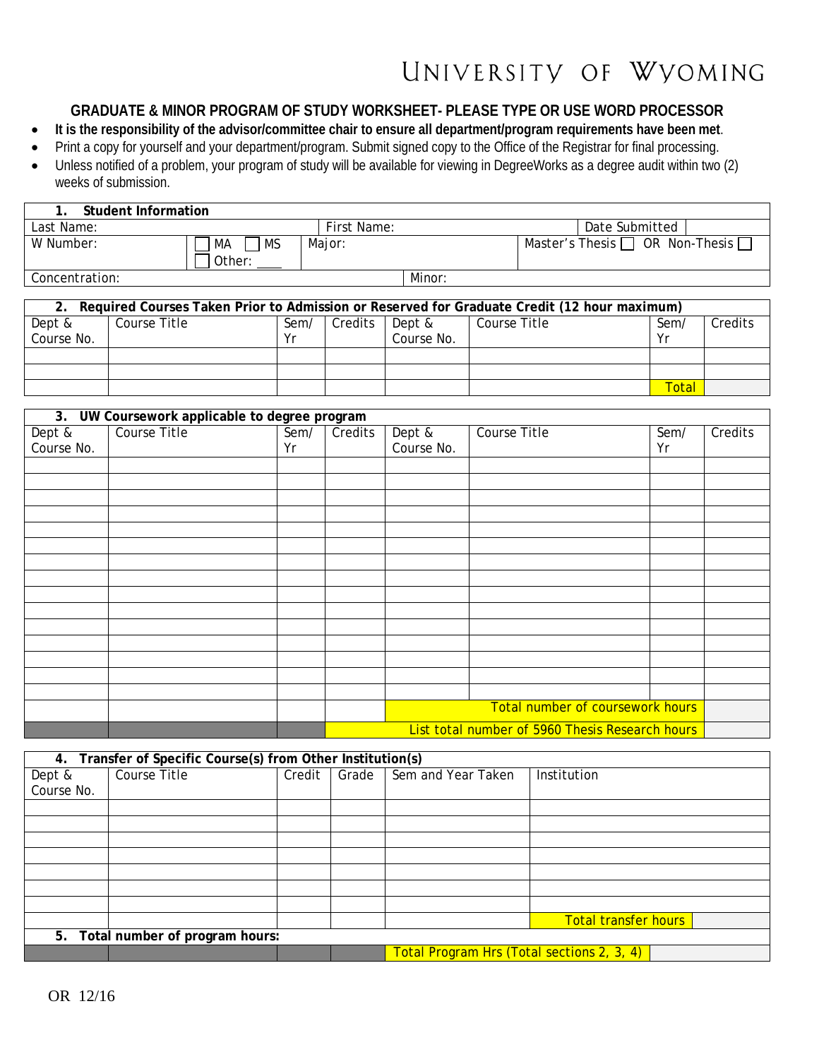UNIVERSITY OF WYOMING

## GRADUATE & MINOR PROGRAM OF STUDY WORKSHEET- PLEASE TYPE OR USE WORD PROCESSOR

- **It is the responsibility of the advisor/committee chair to ensure all department/program requirements have been met**.
- Print a copy for yourself and your department/program. Submit signed copy to the Office of the Registrar for final processing.
- Unless notified of a problem, your program of study will be available for viewing in DegreeWorks as a degree audit within two (2) weeks of submission.

| **1. Student Information** | | | | |
|---|---|---|---|---|
| Last Name: | | First Name: | Date Submitted | |
| W Number: | ☐ MA ☐ MS ☐ Other: ____ | Major: | Master's Thesis ☐ OR Non-Thesis ☐ | |
| Concentration: | | Minor: | | |

| **2. Required Courses Taken Prior to Admission or Reserved for Graduate Credit (12 hour maximum)** | | | | | | | |
|---|---|---|---|---|---|---|---|
| Dept & Course No. | Course Title | Sem/ Yr | Credits | Dept & Course No. | Course Title | Sem/ Yr | Credits |
| | | | | | | | |
| | | | | | | | |
| | | | | | | Total | |

| **3. UW Coursework applicable to degree program** | | | | | | | |
|---|---|---|---|---|---|---|---|
| Dept & Course No. | Course Title | Sem/ Yr | Credits | Dept & Course No. | Course Title | Sem/ Yr | Credits |
| | | | | | | | |
| | | | | | | | |
| | | | | | | | |
| | | | | | | | |
| | | | | | | | |
| | | | | | | | |
| | | | | | | | |
| | | | | | | | |
| | | | | | | | |
| | | | | | | | |
| | | | | | | | |
| | | | | | | | |
| | | | | | | | |
| | | | | | | | |
| | | | | | | | |
| | | | | Total number of coursework hours | | | |
| | | | List total number of 5960 Thesis Research hours | | | | |

| **4. Transfer of Specific Course(s) from Other Institution(s)** | | | | | |
|---|---|---|---|---|---|
| Dept & Course No. | Course Title | Credit | Grade | Sem and Year Taken | Institution |
| | | | | | |
| | | | | | |
| | | | | | |
| | | | | | |
| | | | | | |
| | | | | | |
| | | | | | |
| | | | | | Total transfer hours |
| **5. Total number of program hours:** | | | | | |
| | | | | Total Program Hrs (Total sections 2, 3, 4) | |

OR 12/16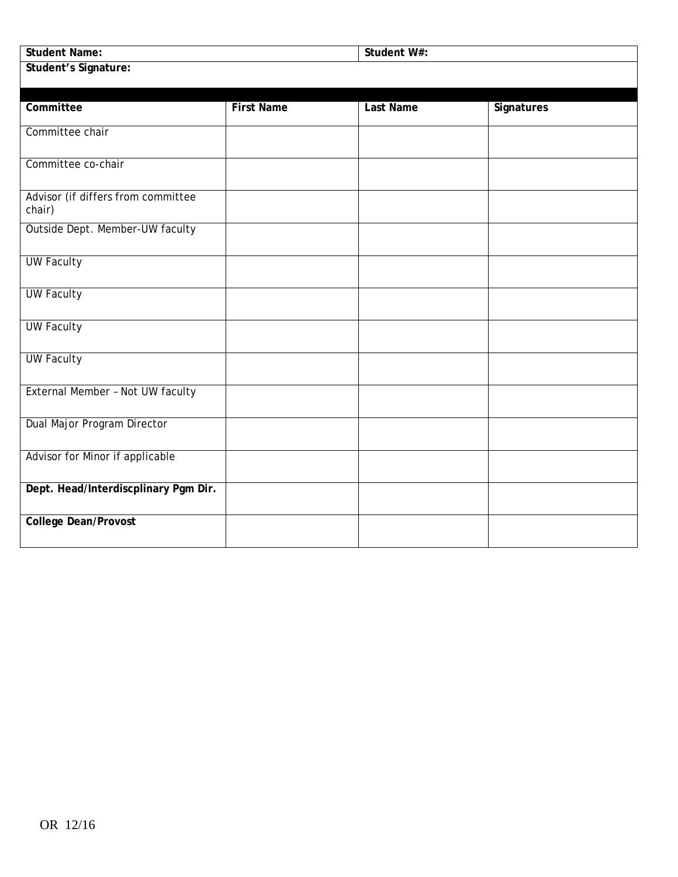| Student Name: | | Student W#: | |
|---|---|---|---|
| **Student's Signature:** | | | |
| | | | |
| **Committee** | **First Name** | **Last Name** | **Signatures** |
| Committee chair | | | |
| Committee co-chair | | | |
| Advisor (if differs from committee chair) | | | |
| Outside Dept. Member-UW faculty | | | |
| UW Faculty | | | |
| UW Faculty | | | |
| UW Faculty | | | |
| UW Faculty | | | |
| External Member – Not UW faculty | | | |
| Dual Major Program Director | | | |
| Advisor for Minor if applicable | | | |
| **Dept. Head/Interdiscplinary Pgm Dir.** | | | |
| **College Dean/Provost** | | | |

OR 12/16